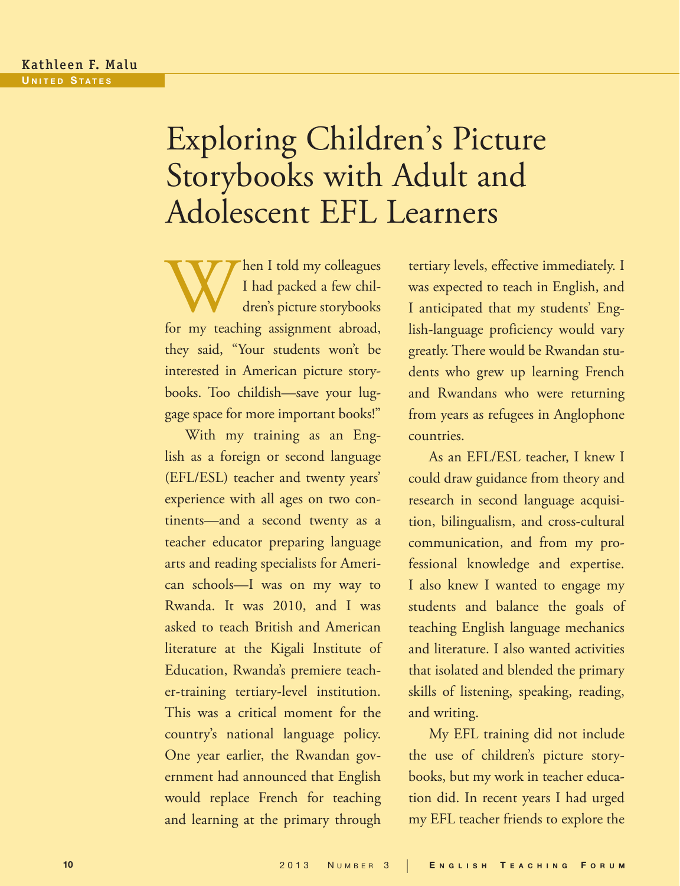Kathleen F. Malu
United States

# Exploring Children's Picture Storybooks with Adult and Adolescent EFL Learners

When I told my colleagues I had packed a few children's picture storybooks for my teaching assignment abroad, they said, "Your students won't be interested in American picture storybooks. Too childish—save your luggage space for more important books!"

With my training as an English as a foreign or second language (EFL/ESL) teacher and twenty years' experience with all ages on two continents—and a second twenty as a teacher educator preparing language arts and reading specialists for American schools—I was on my way to Rwanda. It was 2010, and I was asked to teach British and American literature at the Kigali Institute of Education, Rwanda's premiere teacher-training tertiary-level institution. This was a critical moment for the country's national language policy. One year earlier, the Rwandan government had announced that English would replace French for teaching and learning at the primary through tertiary levels, effective immediately. I was expected to teach in English, and I anticipated that my students' English-language proficiency would vary greatly. There would be Rwandan students who grew up learning French and Rwandans who were returning from years as refugees in Anglophone countries.

As an EFL/ESL teacher, I knew I could draw guidance from theory and research in second language acquisition, bilingualism, and cross-cultural communication, and from my professional knowledge and expertise. I also knew I wanted to engage my students and balance the goals of teaching English language mechanics and literature. I also wanted activities that isolated and blended the primary skills of listening, speaking, reading, and writing.

My EFL training did not include the use of children's picture storybooks, but my work in teacher education did. In recent years I had urged my EFL teacher friends to explore the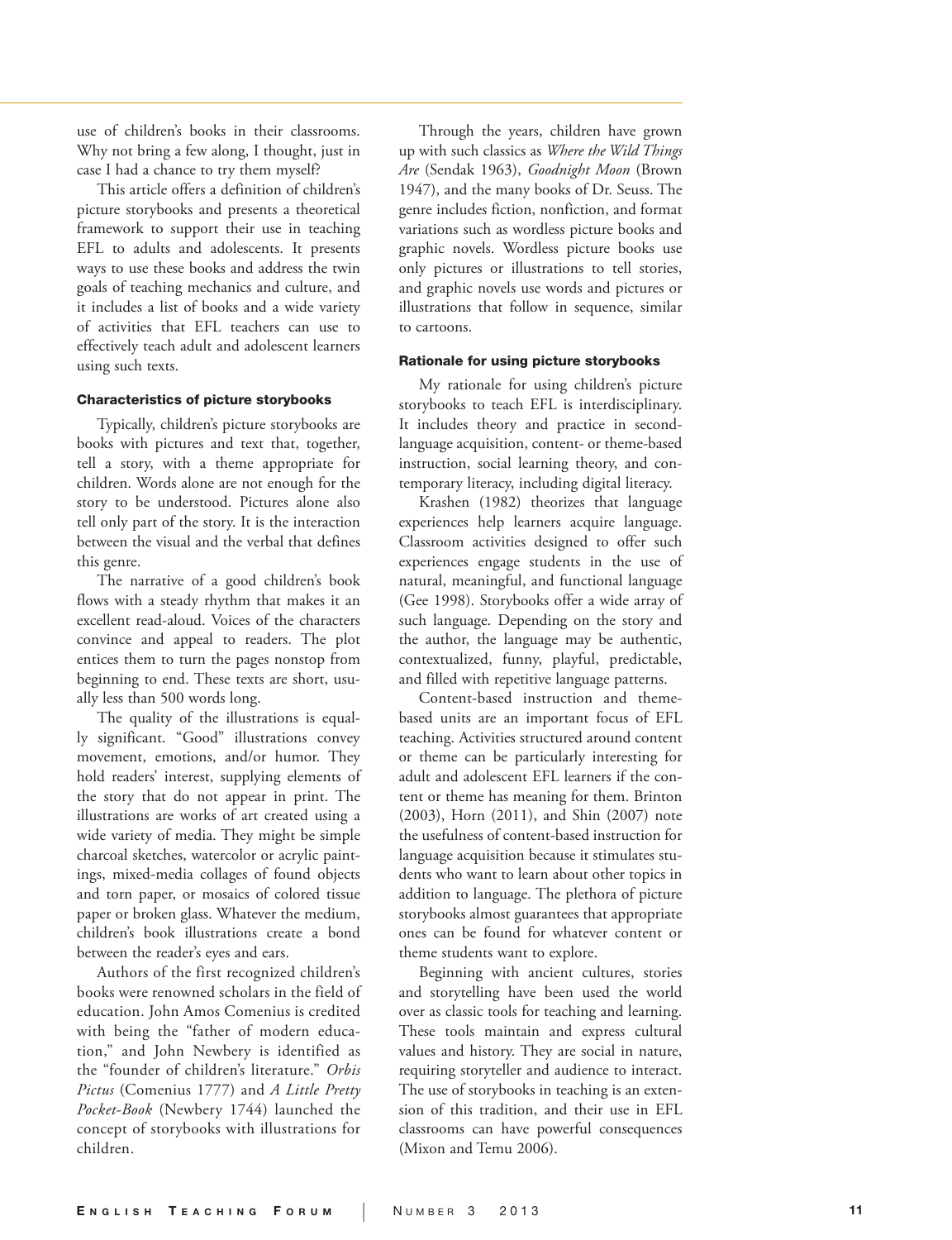use of children's books in their classrooms. Why not bring a few along, I thought, just in case I had a chance to try them myself?

This article offers a definition of children's picture storybooks and presents a theoretical framework to support their use in teaching EFL to adults and adolescents. It presents ways to use these books and address the twin goals of teaching mechanics and culture, and it includes a list of books and a wide variety of activities that EFL teachers can use to effectively teach adult and adolescent learners using such texts.

### Characteristics of picture storybooks

Typically, children's picture storybooks are books with pictures and text that, together, tell a story, with a theme appropriate for children. Words alone are not enough for the story to be understood. Pictures alone also tell only part of the story. It is the interaction between the visual and the verbal that defines this genre.

The narrative of a good children's book flows with a steady rhythm that makes it an excellent read-aloud. Voices of the characters convince and appeal to readers. The plot entices them to turn the pages nonstop from beginning to end. These texts are short, usually less than 500 words long.

The quality of the illustrations is equally significant. "Good" illustrations convey movement, emotions, and/or humor. They hold readers' interest, supplying elements of the story that do not appear in print. The illustrations are works of art created using a wide variety of media. They might be simple charcoal sketches, watercolor or acrylic paintings, mixed-media collages of found objects and torn paper, or mosaics of colored tissue paper or broken glass. Whatever the medium, children's book illustrations create a bond between the reader's eyes and ears.

Authors of the first recognized children's books were renowned scholars in the field of education. John Amos Comenius is credited with being the "father of modern education," and John Newbery is identified as the "founder of children's literature." *Orbis Pictus* (Comenius 1777) and *A Little Pretty Pocket-Book* (Newbery 1744) launched the concept of storybooks with illustrations for children.

Through the years, children have grown up with such classics as *Where the Wild Things Are* (Sendak 1963), *Goodnight Moon* (Brown 1947), and the many books of Dr. Seuss. The genre includes fiction, nonfiction, and format variations such as wordless picture books and graphic novels. Wordless picture books use only pictures or illustrations to tell stories, and graphic novels use words and pictures or illustrations that follow in sequence, similar to cartoons.

### Rationale for using picture storybooks

My rationale for using children's picture storybooks to teach EFL is interdisciplinary. It includes theory and practice in second-language acquisition, content- or theme-based instruction, social learning theory, and contemporary literacy, including digital literacy.

Krashen (1982) theorizes that language experiences help learners acquire language. Classroom activities designed to offer such experiences engage students in the use of natural, meaningful, and functional language (Gee 1998). Storybooks offer a wide array of such language. Depending on the story and the author, the language may be authentic, contextualized, funny, playful, predictable, and filled with repetitive language patterns.

Content-based instruction and theme-based units are an important focus of EFL teaching. Activities structured around content or theme can be particularly interesting for adult and adolescent EFL learners if the content or theme has meaning for them. Brinton (2003), Horn (2011), and Shin (2007) note the usefulness of content-based instruction for language acquisition because it stimulates students who want to learn about other topics in addition to language. The plethora of picture storybooks almost guarantees that appropriate ones can be found for whatever content or theme students want to explore.

Beginning with ancient cultures, stories and storytelling have been used the world over as classic tools for teaching and learning. These tools maintain and express cultural values and history. They are social in nature, requiring storyteller and audience to interact. The use of storybooks in teaching is an extension of this tradition, and their use in EFL classrooms can have powerful consequences (Mixon and Temu 2006).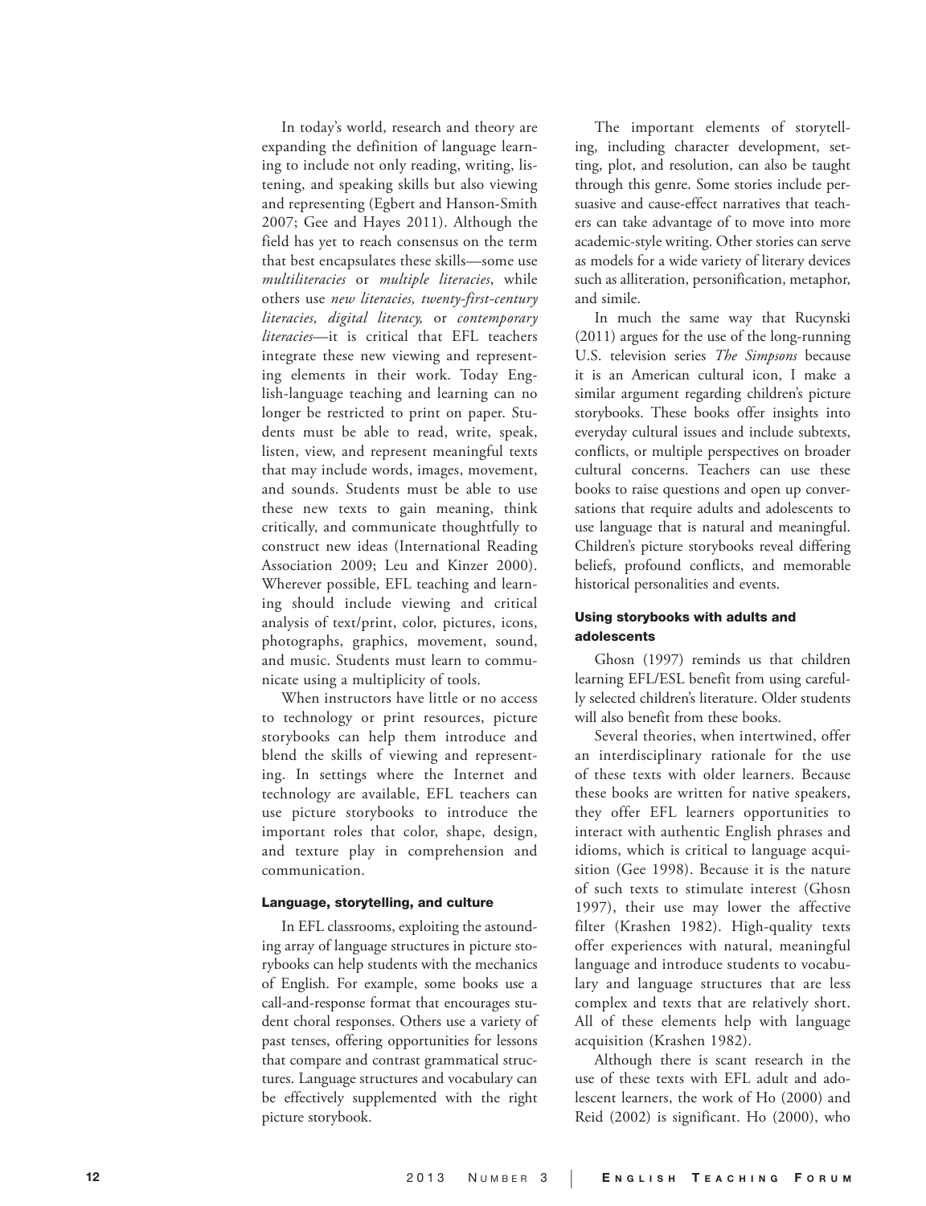In today's world, research and theory are expanding the definition of language learning to include not only reading, writing, listening, and speaking skills but also viewing and representing (Egbert and Hanson-Smith 2007; Gee and Hayes 2011). Although the field has yet to reach consensus on the term that best encapsulates these skills—some use *multiliteracies* or *multiple literacies*, while others use *new literacies, twenty-first-century literacies, digital literacy,* or *contemporary literacies*—it is critical that EFL teachers integrate these new viewing and representing elements in their work. Today English-language teaching and learning can no longer be restricted to print on paper. Students must be able to read, write, speak, listen, view, and represent meaningful texts that may include words, images, movement, and sounds. Students must be able to use these new texts to gain meaning, think critically, and communicate thoughtfully to construct new ideas (International Reading Association 2009; Leu and Kinzer 2000). Wherever possible, EFL teaching and learning should include viewing and critical analysis of text/print, color, pictures, icons, photographs, graphics, movement, sound, and music. Students must learn to communicate using a multiplicity of tools.

When instructors have little or no access to technology or print resources, picture storybooks can help them introduce and blend the skills of viewing and representing. In settings where the Internet and technology are available, EFL teachers can use picture storybooks to introduce the important roles that color, shape, design, and texture play in comprehension and communication.

#### Language, storytelling, and culture

In EFL classrooms, exploiting the astounding array of language structures in picture storybooks can help students with the mechanics of English. For example, some books use a call-and-response format that encourages student choral responses. Others use a variety of past tenses, offering opportunities for lessons that compare and contrast grammatical structures. Language structures and vocabulary can be effectively supplemented with the right picture storybook.

The important elements of storytelling, including character development, setting, plot, and resolution, can also be taught through this genre. Some stories include persuasive and cause-effect narratives that teachers can take advantage of to move into more academic-style writing. Other stories can serve as models for a wide variety of literary devices such as alliteration, personification, metaphor, and simile.

In much the same way that Rucynski (2011) argues for the use of the long-running U.S. television series *The Simpsons* because it is an American cultural icon, I make a similar argument regarding children's picture storybooks. These books offer insights into everyday cultural issues and include subtexts, conflicts, or multiple perspectives on broader cultural concerns. Teachers can use these books to raise questions and open up conversations that require adults and adolescents to use language that is natural and meaningful. Children's picture storybooks reveal differing beliefs, profound conflicts, and memorable historical personalities and events.

#### Using storybooks with adults and adolescents

Ghosn (1997) reminds us that children learning EFL/ESL benefit from using carefully selected children's literature. Older students will also benefit from these books.

Several theories, when intertwined, offer an interdisciplinary rationale for the use of these texts with older learners. Because these books are written for native speakers, they offer EFL learners opportunities to interact with authentic English phrases and idioms, which is critical to language acquisition (Gee 1998). Because it is the nature of such texts to stimulate interest (Ghosn 1997), their use may lower the affective filter (Krashen 1982). High-quality texts offer experiences with natural, meaningful language and introduce students to vocabulary and language structures that are less complex and texts that are relatively short. All of these elements help with language acquisition (Krashen 1982).

Although there is scant research in the use of these texts with EFL adult and adolescent learners, the work of Ho (2000) and Reid (2002) is significant. Ho (2000), who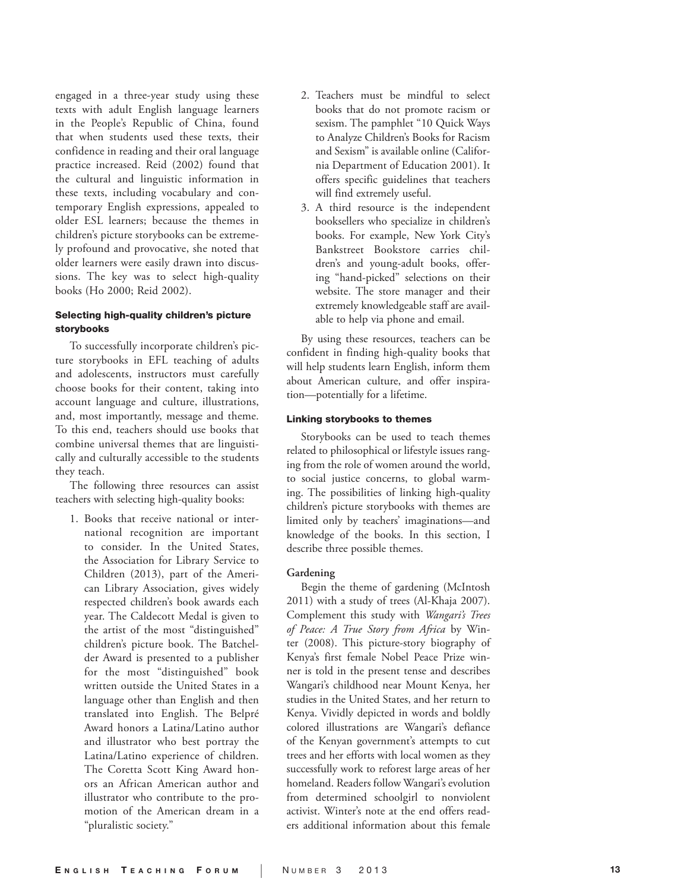engaged in a three-year study using these texts with adult English language learners in the People's Republic of China, found that when students used these texts, their confidence in reading and their oral language practice increased. Reid (2002) found that the cultural and linguistic information in these texts, including vocabulary and contemporary English expressions, appealed to older ESL learners; because the themes in children's picture storybooks can be extremely profound and provocative, she noted that older learners were easily drawn into discussions. The key was to select high-quality books (Ho 2000; Reid 2002).

#### Selecting high-quality children's picture storybooks

To successfully incorporate children's picture storybooks in EFL teaching of adults and adolescents, instructors must carefully choose books for their content, taking into account language and culture, illustrations, and, most importantly, message and theme. To this end, teachers should use books that combine universal themes that are linguistically and culturally accessible to the students they teach.

The following three resources can assist teachers with selecting high-quality books:

1. Books that receive national or international recognition are important to consider. In the United States, the Association for Library Service to Children (2013), part of the American Library Association, gives widely respected children's book awards each year. The Caldecott Medal is given to the artist of the most "distinguished" children's picture book. The Batchelder Award is presented to a publisher for the most "distinguished" book written outside the United States in a language other than English and then translated into English. The Belpré Award honors a Latina/Latino author and illustrator who best portray the Latina/Latino experience of children. The Coretta Scott King Award honors an African American author and illustrator who contribute to the promotion of the American dream in a "pluralistic society."
2. Teachers must be mindful to select books that do not promote racism or sexism. The pamphlet "10 Quick Ways to Analyze Children's Books for Racism and Sexism" is available online (California Department of Education 2001). It offers specific guidelines that teachers will find extremely useful.
3. A third resource is the independent booksellers who specialize in children's books. For example, New York City's Bankstreet Bookstore carries children's and young-adult books, offering "hand-picked" selections on their website. The store manager and their extremely knowledgeable staff are available to help via phone and email.

By using these resources, teachers can be confident in finding high-quality books that will help students learn English, inform them about American culture, and offer inspiration—potentially for a lifetime.

#### Linking storybooks to themes

Storybooks can be used to teach themes related to philosophical or lifestyle issues ranging from the role of women around the world, to social justice concerns, to global warming. The possibilities of linking high-quality children's picture storybooks with themes are limited only by teachers' imaginations—and knowledge of the books. In this section, I describe three possible themes.

##### Gardening

Begin the theme of gardening (McIntosh 2011) with a study of trees (Al-Khaja 2007). Complement this study with *Wangari's Trees of Peace: A True Story from Africa* by Winter (2008). This picture-story biography of Kenya's first female Nobel Peace Prize winner is told in the present tense and describes Wangari's childhood near Mount Kenya, her studies in the United States, and her return to Kenya. Vividly depicted in words and boldly colored illustrations are Wangari's defiance of the Kenyan government's attempts to cut trees and her efforts with local women as they successfully work to reforest large areas of her homeland. Readers follow Wangari's evolution from determined schoolgirl to nonviolent activist. Winter's note at the end offers readers additional information about this female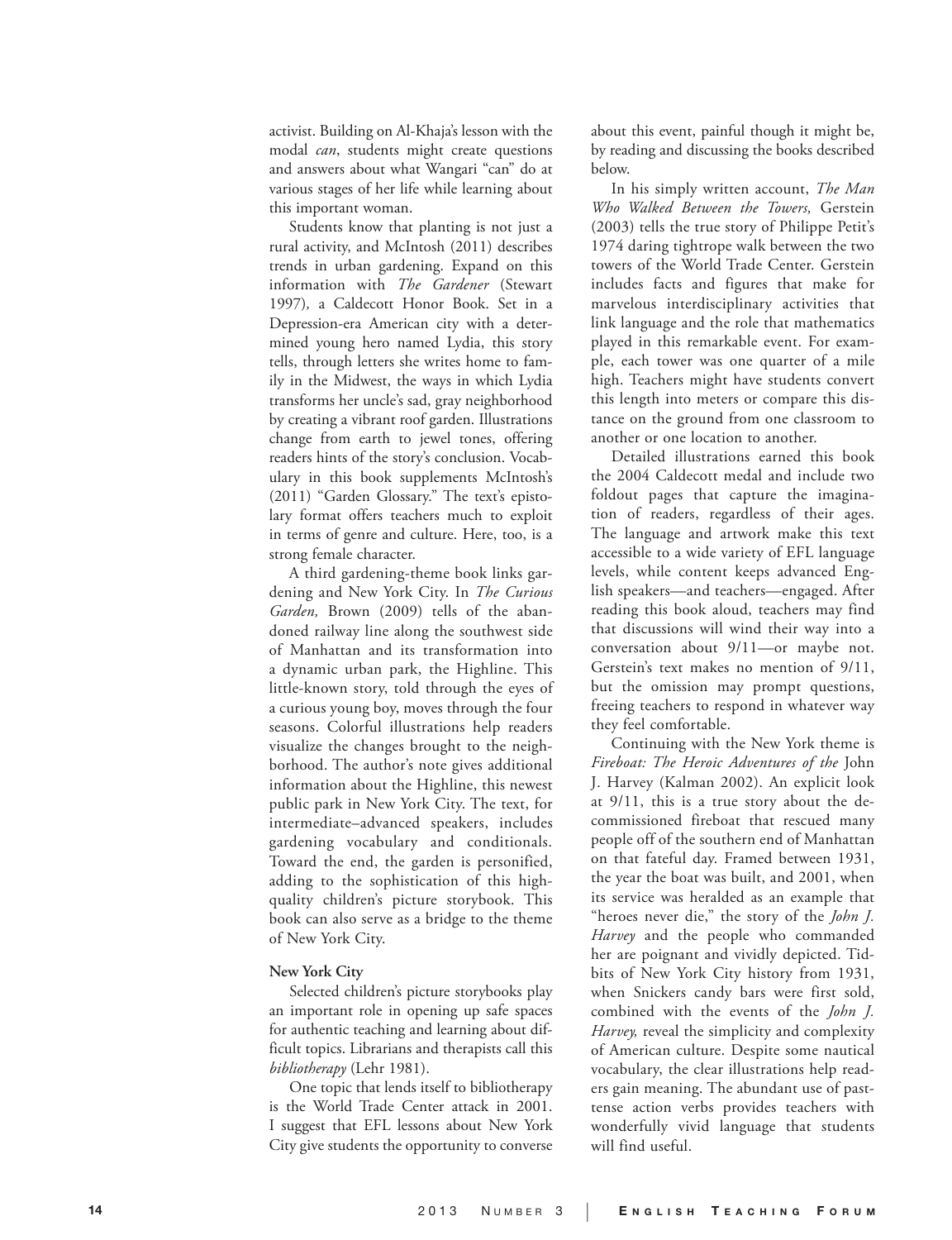activist. Building on Al-Khaja's lesson with the modal *can*, students might create questions and answers about what Wangari "can" do at various stages of her life while learning about this important woman.

Students know that planting is not just a rural activity, and McIntosh (2011) describes trends in urban gardening. Expand on this information with *The Gardener* (Stewart 1997), a Caldecott Honor Book. Set in a Depression-era American city with a determined young hero named Lydia, this story tells, through letters she writes home to family in the Midwest, the ways in which Lydia transforms her uncle's sad, gray neighborhood by creating a vibrant roof garden. Illustrations change from earth to jewel tones, offering readers hints of the story's conclusion. Vocabulary in this book supplements McIntosh's (2011) "Garden Glossary." The text's epistolary format offers teachers much to exploit in terms of genre and culture. Here, too, is a strong female character.

A third gardening-theme book links gardening and New York City. In *The Curious Garden,* Brown (2009) tells of the abandoned railway line along the southwest side of Manhattan and its transformation into a dynamic urban park, the Highline. This little-known story, told through the eyes of a curious young boy, moves through the four seasons. Colorful illustrations help readers visualize the changes brought to the neighborhood. The author's note gives additional information about the Highline, this newest public park in New York City. The text, for intermediate–advanced speakers, includes gardening vocabulary and conditionals. Toward the end, the garden is personified, adding to the sophistication of this high-quality children's picture storybook. This book can also serve as a bridge to the theme of New York City.

**New York City**

Selected children's picture storybooks play an important role in opening up safe spaces for authentic teaching and learning about difficult topics. Librarians and therapists call this *bibliotherapy* (Lehr 1981).

One topic that lends itself to bibliotherapy is the World Trade Center attack in 2001. I suggest that EFL lessons about New York City give students the opportunity to converse about this event, painful though it might be, by reading and discussing the books described below.

In his simply written account, *The Man Who Walked Between the Towers,* Gerstein (2003) tells the true story of Philippe Petit's 1974 daring tightrope walk between the two towers of the World Trade Center. Gerstein includes facts and figures that make for marvelous interdisciplinary activities that link language and the role that mathematics played in this remarkable event. For example, each tower was one quarter of a mile high. Teachers might have students convert this length into meters or compare this distance on the ground from one classroom to another or one location to another.

Detailed illustrations earned this book the 2004 Caldecott medal and include two foldout pages that capture the imagination of readers, regardless of their ages. The language and artwork make this text accessible to a wide variety of EFL language levels, while content keeps advanced English speakers—and teachers—engaged. After reading this book aloud, teachers may find that discussions will wind their way into a conversation about 9/11—or maybe not. Gerstein's text makes no mention of 9/11, but the omission may prompt questions, freeing teachers to respond in whatever way they feel comfortable.

Continuing with the New York theme is *Fireboat: The Heroic Adventures of the* John J. Harvey (Kalman 2002). An explicit look at 9/11, this is a true story about the decommissioned fireboat that rescued many people off of the southern end of Manhattan on that fateful day. Framed between 1931, the year the boat was built, and 2001, when its service was heralded as an example that "heroes never die," the story of the *John J. Harvey* and the people who commanded her are poignant and vividly depicted. Tidbits of New York City history from 1931, when Snickers candy bars were first sold, combined with the events of the *John J. Harvey,* reveal the simplicity and complexity of American culture. Despite some nautical vocabulary, the clear illustrations help readers gain meaning. The abundant use of past-tense action verbs provides teachers with wonderfully vivid language that students will find useful.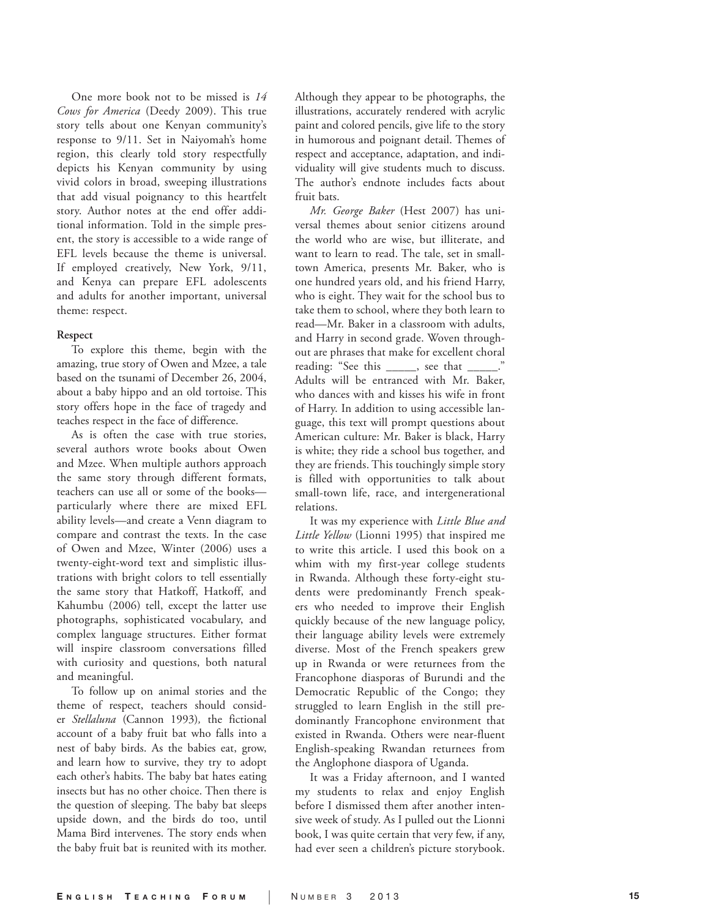One more book not to be missed is *14 Cows for America* (Deedy 2009). This true story tells about one Kenyan community's response to 9/11. Set in Naiyomah's home region, this clearly told story respectfully depicts his Kenyan community by using vivid colors in broad, sweeping illustrations that add visual poignancy to this heartfelt story. Author notes at the end offer additional information. Told in the simple present, the story is accessible to a wide range of EFL levels because the theme is universal. If employed creatively, New York, 9/11, and Kenya can prepare EFL adolescents and adults for another important, universal theme: respect.

**Respect**

To explore this theme, begin with the amazing, true story of Owen and Mzee, a tale based on the tsunami of December 26, 2004, about a baby hippo and an old tortoise. This story offers hope in the face of tragedy and teaches respect in the face of difference.

As is often the case with true stories, several authors wrote books about Owen and Mzee. When multiple authors approach the same story through different formats, teachers can use all or some of the books—particularly where there are mixed EFL ability levels—and create a Venn diagram to compare and contrast the texts. In the case of Owen and Mzee, Winter (2006) uses a twenty-eight-word text and simplistic illustrations with bright colors to tell essentially the same story that Hatkoff, Hatkoff, and Kahumbu (2006) tell, except the latter use photographs, sophisticated vocabulary, and complex language structures. Either format will inspire classroom conversations filled with curiosity and questions, both natural and meaningful.

To follow up on animal stories and the theme of respect, teachers should consider *Stellaluna* (Cannon 1993), the fictional account of a baby fruit bat who falls into a nest of baby birds. As the babies eat, grow, and learn how to survive, they try to adopt each other's habits. The baby bat hates eating insects but has no other choice. Then there is the question of sleeping. The baby bat sleeps upside down, and the birds do too, until Mama Bird intervenes. The story ends when the baby fruit bat is reunited with its mother. Although they appear to be photographs, the illustrations, accurately rendered with acrylic paint and colored pencils, give life to the story in humorous and poignant detail. Themes of respect and acceptance, adaptation, and individuality will give students much to discuss. The author's endnote includes facts about fruit bats.

*Mr. George Baker* (Hest 2007) has universal themes about senior citizens around the world who are wise, but illiterate, and want to learn to read. The tale, set in small-town America, presents Mr. Baker, who is one hundred years old, and his friend Harry, who is eight. They wait for the school bus to take them to school, where they both learn to read—Mr. Baker in a classroom with adults, and Harry in second grade. Woven throughout are phrases that make for excellent choral reading: "See this _____, see that _____." Adults will be entranced with Mr. Baker, who dances with and kisses his wife in front of Harry. In addition to using accessible language, this text will prompt questions about American culture: Mr. Baker is black, Harry is white; they ride a school bus together, and they are friends. This touchingly simple story is filled with opportunities to talk about small-town life, race, and intergenerational relations.

It was my experience with *Little Blue and Little Yellow* (Lionni 1995) that inspired me to write this article. I used this book on a whim with my first-year college students in Rwanda. Although these forty-eight students were predominantly French speakers who needed to improve their English quickly because of the new language policy, their language ability levels were extremely diverse. Most of the French speakers grew up in Rwanda or were returnees from the Francophone diasporas of Burundi and the Democratic Republic of the Congo; they struggled to learn English in the still predominantly Francophone environment that existed in Rwanda. Others were near-fluent English-speaking Rwandan returnees from the Anglophone diaspora of Uganda.

It was a Friday afternoon, and I wanted my students to relax and enjoy English before I dismissed them after another intensive week of study. As I pulled out the Lionni book, I was quite certain that very few, if any, had ever seen a children's picture storybook.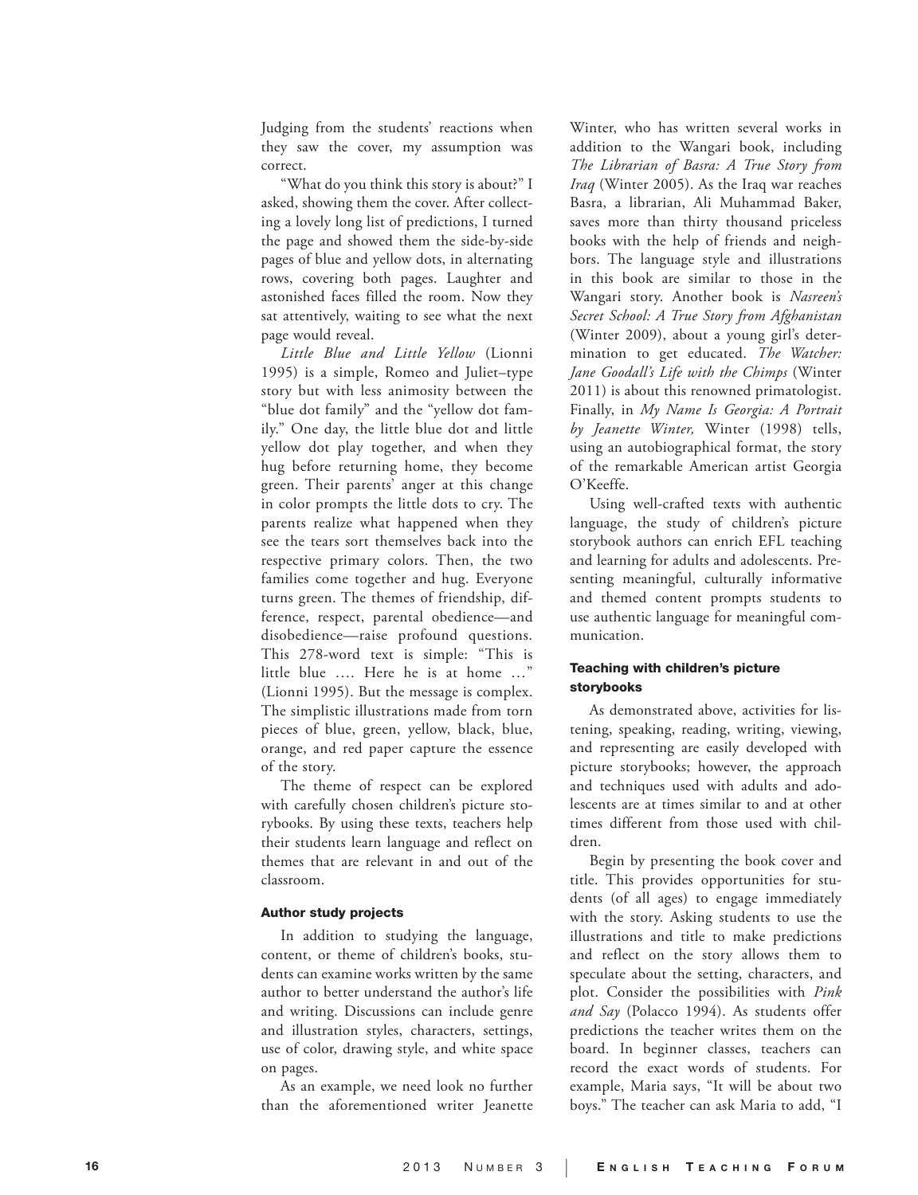Judging from the students' reactions when they saw the cover, my assumption was correct.

"What do you think this story is about?" I asked, showing them the cover. After collecting a lovely long list of predictions, I turned the page and showed them the side-by-side pages of blue and yellow dots, in alternating rows, covering both pages. Laughter and astonished faces filled the room. Now they sat attentively, waiting to see what the next page would reveal.

*Little Blue and Little Yellow* (Lionni 1995) is a simple, Romeo and Juliet–type story but with less animosity between the "blue dot family" and the "yellow dot family." One day, the little blue dot and little yellow dot play together, and when they hug before returning home, they become green. Their parents' anger at this change in color prompts the little dots to cry. The parents realize what happened when they see the tears sort themselves back into the respective primary colors. Then, the two families come together and hug. Everyone turns green. The themes of friendship, difference, respect, parental obedience—and disobedience—raise profound questions. This 278-word text is simple: "This is little blue …. Here he is at home …" (Lionni 1995). But the message is complex. The simplistic illustrations made from torn pieces of blue, green, yellow, black, blue, orange, and red paper capture the essence of the story.

The theme of respect can be explored with carefully chosen children's picture storybooks. By using these texts, teachers help their students learn language and reflect on themes that are relevant in and out of the classroom.

#### Author study projects

In addition to studying the language, content, or theme of children's books, students can examine works written by the same author to better understand the author's life and writing. Discussions can include genre and illustration styles, characters, settings, use of color, drawing style, and white space on pages.

As an example, we need look no further than the aforementioned writer Jeanette Winter, who has written several works in addition to the Wangari book, including *The Librarian of Basra: A True Story from Iraq* (Winter 2005). As the Iraq war reaches Basra, a librarian, Ali Muhammad Baker, saves more than thirty thousand priceless books with the help of friends and neighbors. The language style and illustrations in this book are similar to those in the Wangari story. Another book is *Nasreen's Secret School: A True Story from Afghanistan* (Winter 2009), about a young girl's determination to get educated. *The Watcher: Jane Goodall's Life with the Chimps* (Winter 2011) is about this renowned primatologist. Finally, in *My Name Is Georgia: A Portrait by Jeanette Winter,* Winter (1998) tells, using an autobiographical format, the story of the remarkable American artist Georgia O'Keeffe.

Using well-crafted texts with authentic language, the study of children's picture storybook authors can enrich EFL teaching and learning for adults and adolescents. Presenting meaningful, culturally informative and themed content prompts students to use authentic language for meaningful communication.

#### Teaching with children's picture storybooks

As demonstrated above, activities for listening, speaking, reading, writing, viewing, and representing are easily developed with picture storybooks; however, the approach and techniques used with adults and adolescents are at times similar to and at other times different from those used with children.

Begin by presenting the book cover and title. This provides opportunities for students (of all ages) to engage immediately with the story. Asking students to use the illustrations and title to make predictions and reflect on the story allows them to speculate about the setting, characters, and plot. Consider the possibilities with *Pink and Say* (Polacco 1994). As students offer predictions the teacher writes them on the board. In beginner classes, teachers can record the exact words of students. For example, Maria says, "It will be about two boys." The teacher can ask Maria to add, "I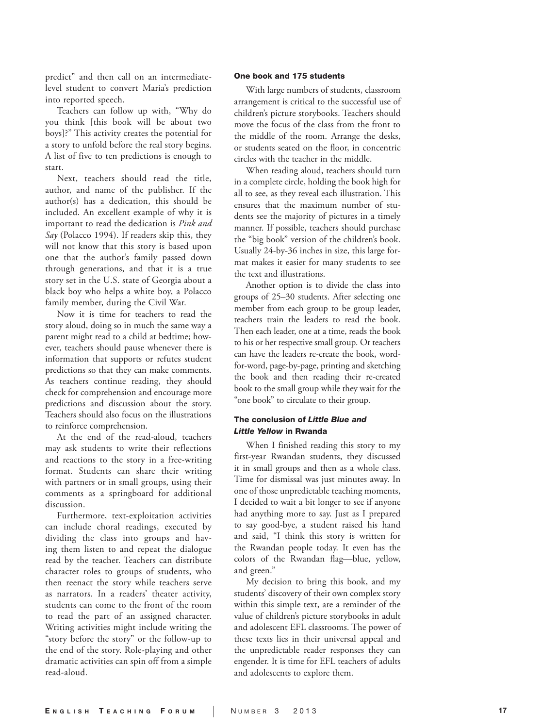predict" and then call on an intermediate-level student to convert Maria's prediction into reported speech.

Teachers can follow up with, "Why do you think [this book will be about two boys]?" This activity creates the potential for a story to unfold before the real story begins. A list of five to ten predictions is enough to start.

Next, teachers should read the title, author, and name of the publisher. If the author(s) has a dedication, this should be included. An excellent example of why it is important to read the dedication is *Pink and Say* (Polacco 1994). If readers skip this, they will not know that this story is based upon one that the author's family passed down through generations, and that it is a true story set in the U.S. state of Georgia about a black boy who helps a white boy, a Polacco family member, during the Civil War.

Now it is time for teachers to read the story aloud, doing so in much the same way a parent might read to a child at bedtime; however, teachers should pause whenever there is information that supports or refutes student predictions so that they can make comments. As teachers continue reading, they should check for comprehension and encourage more predictions and discussion about the story. Teachers should also focus on the illustrations to reinforce comprehension.

At the end of the read-aloud, teachers may ask students to write their reflections and reactions to the story in a free-writing format. Students can share their writing with partners or in small groups, using their comments as a springboard for additional discussion.

Furthermore, text-exploitation activities can include choral readings, executed by dividing the class into groups and having them listen to and repeat the dialogue read by the teacher. Teachers can distribute character roles to groups of students, who then reenact the story while teachers serve as narrators. In a readers' theater activity, students can come to the front of the room to read the part of an assigned character. Writing activities might include writing the "story before the story" or the follow-up to the end of the story. Role-playing and other dramatic activities can spin off from a simple read-aloud.

#### One book and 175 students

With large numbers of students, classroom arrangement is critical to the successful use of children's picture storybooks. Teachers should move the focus of the class from the front to the middle of the room. Arrange the desks, or students seated on the floor, in concentric circles with the teacher in the middle.

When reading aloud, teachers should turn in a complete circle, holding the book high for all to see, as they reveal each illustration. This ensures that the maximum number of students see the majority of pictures in a timely manner. If possible, teachers should purchase the "big book" version of the children's book. Usually 24-by-36 inches in size, this large format makes it easier for many students to see the text and illustrations.

Another option is to divide the class into groups of 25–30 students. After selecting one member from each group to be group leader, teachers train the leaders to read the book. Then each leader, one at a time, reads the book to his or her respective small group. Or teachers can have the leaders re-create the book, word-for-word, page-by-page, printing and sketching the book and then reading their re-created book to the small group while they wait for the "one book" to circulate to their group.

#### The conclusion of *Little Blue and Little Yellow* in Rwanda

When I finished reading this story to my first-year Rwandan students, they discussed it in small groups and then as a whole class. Time for dismissal was just minutes away. In one of those unpredictable teaching moments, I decided to wait a bit longer to see if anyone had anything more to say. Just as I prepared to say good-bye, a student raised his hand and said, "I think this story is written for the Rwandan people today. It even has the colors of the Rwandan flag—blue, yellow, and green."

My decision to bring this book, and my students' discovery of their own complex story within this simple text, are a reminder of the value of children's picture storybooks in adult and adolescent EFL classrooms. The power of these texts lies in their universal appeal and the unpredictable reader responses they can engender. It is time for EFL teachers of adults and adolescents to explore them.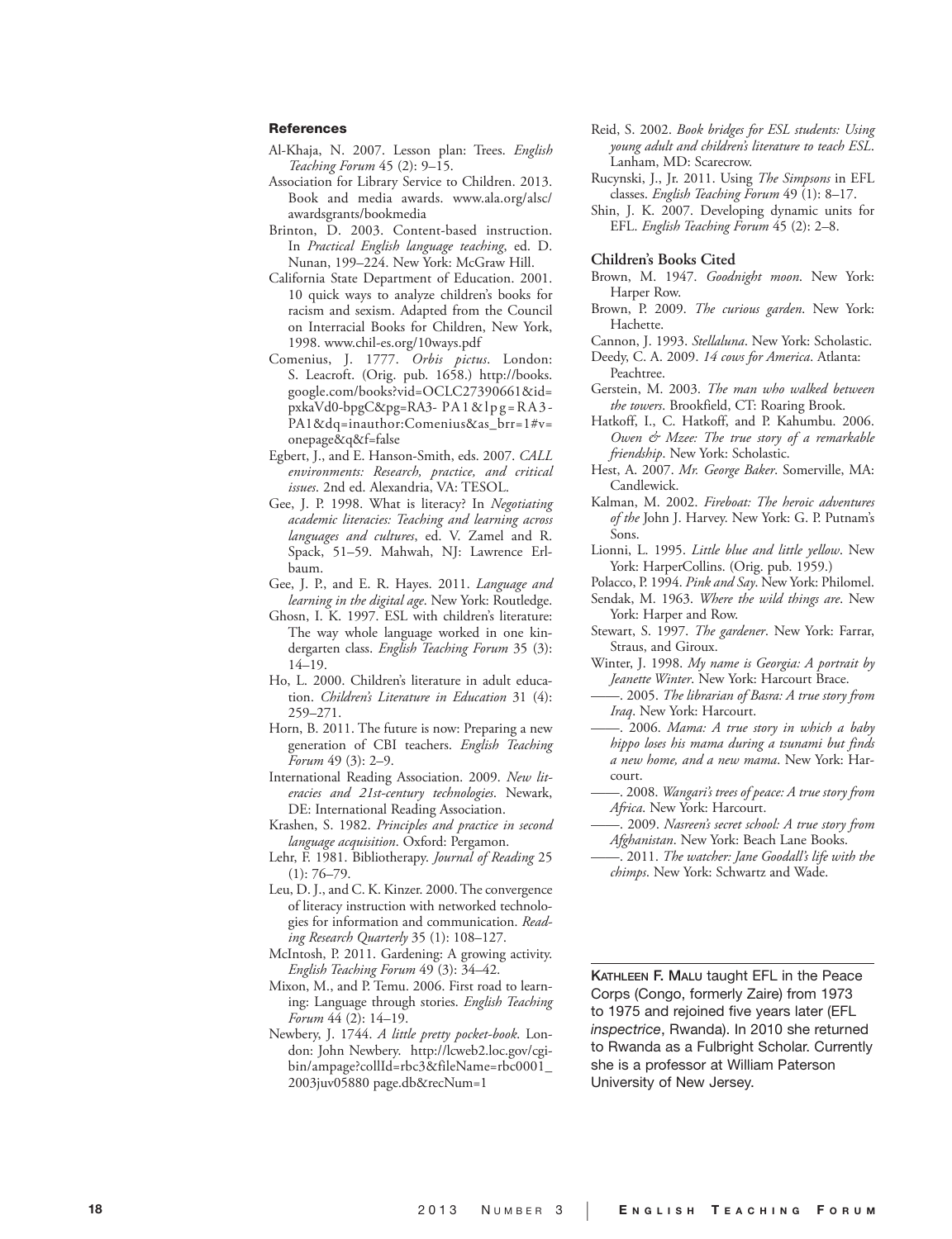### References

Al-Khaja, N. 2007. Lesson plan: Trees. *English Teaching Forum* 45 (2): 9–15.

Association for Library Service to Children. 2013. Book and media awards. www.ala.org/alsc/awardsgrants/bookmedia

Brinton, D. 2003. Content-based instruction. In *Practical English language teaching*, ed. D. Nunan, 199–224. New York: McGraw Hill.

California State Department of Education. 2001. 10 quick ways to analyze children's books for racism and sexism. Adapted from the Council on Interracial Books for Children, New York, 1998. www.chil-es.org/10ways.pdf

Comenius, J. 1777. *Orbis pictus*. London: S. Leacroft. (Orig. pub. 1658.) http://books.google.com/books?vid=OCLC27390661&id=pxkaVd0-bpgC&pg=RA3- PA1&lpg=RA3-PA1&dq=inauthor:Comenius&as_brr=1#v=onepage&q&f=false

Egbert, J., and E. Hanson-Smith, eds. 2007. *CALL environments: Research, practice, and critical issues*. 2nd ed. Alexandria, VA: TESOL.

Gee, J. P. 1998. What is literacy? In *Negotiating academic literacies: Teaching and learning across languages and cultures*, ed. V. Zamel and R. Spack, 51–59. Mahwah, NJ: Lawrence Erlbaum.

Gee, J. P., and E. R. Hayes. 2011. *Language and learning in the digital age*. New York: Routledge.

Ghosn, I. K. 1997. ESL with children's literature: The way whole language worked in one kindergarten class. *English Teaching Forum* 35 (3): 14–19.

Ho, L. 2000. Children's literature in adult education. *Children's Literature in Education* 31 (4): 259–271.

Horn, B. 2011. The future is now: Preparing a new generation of CBI teachers. *English Teaching Forum* 49 (3): 2–9.

International Reading Association. 2009. *New literacies and 21st-century technologies*. Newark, DE: International Reading Association.

Krashen, S. 1982. *Principles and practice in second language acquisition*. Oxford: Pergamon.

Lehr, F. 1981. Bibliotherapy. *Journal of Reading* 25 (1): 76–79.

Leu, D. J., and C. K. Kinzer. 2000. The convergence of literacy instruction with networked technologies for information and communication. *Reading Research Quarterly* 35 (1): 108–127.

McIntosh, P. 2011. Gardening: A growing activity. *English Teaching Forum* 49 (3): 34–42.

Mixon, M., and P. Temu. 2006. First road to learning: Language through stories. *English Teaching Forum* 44 (2): 14–19.

Newbery, J. 1744. *A little pretty pocket-book*. London: John Newbery. http://lcweb2.loc.gov/cgi-bin/ampage?collId=rbc3&fileName=rbc0001_2003juv05880 page.db&recNum=1

Reid, S. 2002. *Book bridges for ESL students: Using young adult and children's literature to teach ESL*. Lanham, MD: Scarecrow.

Rucynski, J., Jr. 2011. Using *The Simpsons* in EFL classes. *English Teaching Forum* 49 (1): 8–17.

Shin, J. K. 2007. Developing dynamic units for EFL. *English Teaching Forum* 45 (2): 2–8.

### Children's Books Cited

Brown, M. 1947. *Goodnight moon*. New York: Harper Row.

Brown, P. 2009. *The curious garden*. New York: Hachette.

Cannon, J. 1993. *Stellaluna*. New York: Scholastic.

Deedy, C. A. 2009. *14 cows for America*. Atlanta: Peachtree.

Gerstein, M. 2003. *The man who walked between the towers*. Brookfield, CT: Roaring Brook.

Hatkoff, I., C. Hatkoff, and P. Kahumbu. 2006. *Owen & Mzee: The true story of a remarkable friendship*. New York: Scholastic.

Hest, A. 2007. *Mr. George Baker*. Somerville, MA: Candlewick.

Kalman, M. 2002. *Fireboat: The heroic adventures of the* John J. Harvey. New York: G. P. Putnam's Sons.

Lionni, L. 1995. *Little blue and little yellow*. New York: HarperCollins. (Orig. pub. 1959.)

Polacco, P. 1994. *Pink and Say*. New York: Philomel.

Sendak, M. 1963. *Where the wild things are*. New York: Harper and Row.

Stewart, S. 1997. *The gardener*. New York: Farrar, Straus, and Giroux.

Winter, J. 1998. *My name is Georgia: A portrait by Jeanette Winter*. New York: Harcourt Brace.

——. 2005. *The librarian of Basra: A true story from Iraq*. New York: Harcourt.

——. 2006. *Mama: A true story in which a baby hippo loses his mama during a tsunami but finds a new home, and a new mama*. New York: Harcourt.

——. 2008. *Wangari's trees of peace: A true story from Africa*. New York: Harcourt.

——. 2009. *Nasreen's secret school: A true story from Afghanistan*. New York: Beach Lane Books.

——. 2011. *The watcher: Jane Goodall's life with the chimps*. New York: Schwartz and Wade.

---

**Kathleen F. Malu** taught EFL in the Peace Corps (Congo, formerly Zaire) from 1973 to 1975 and rejoined five years later (EFL *inspectrice*, Rwanda). In 2010 she returned to Rwanda as a Fulbright Scholar. Currently she is a professor at William Paterson University of New Jersey.